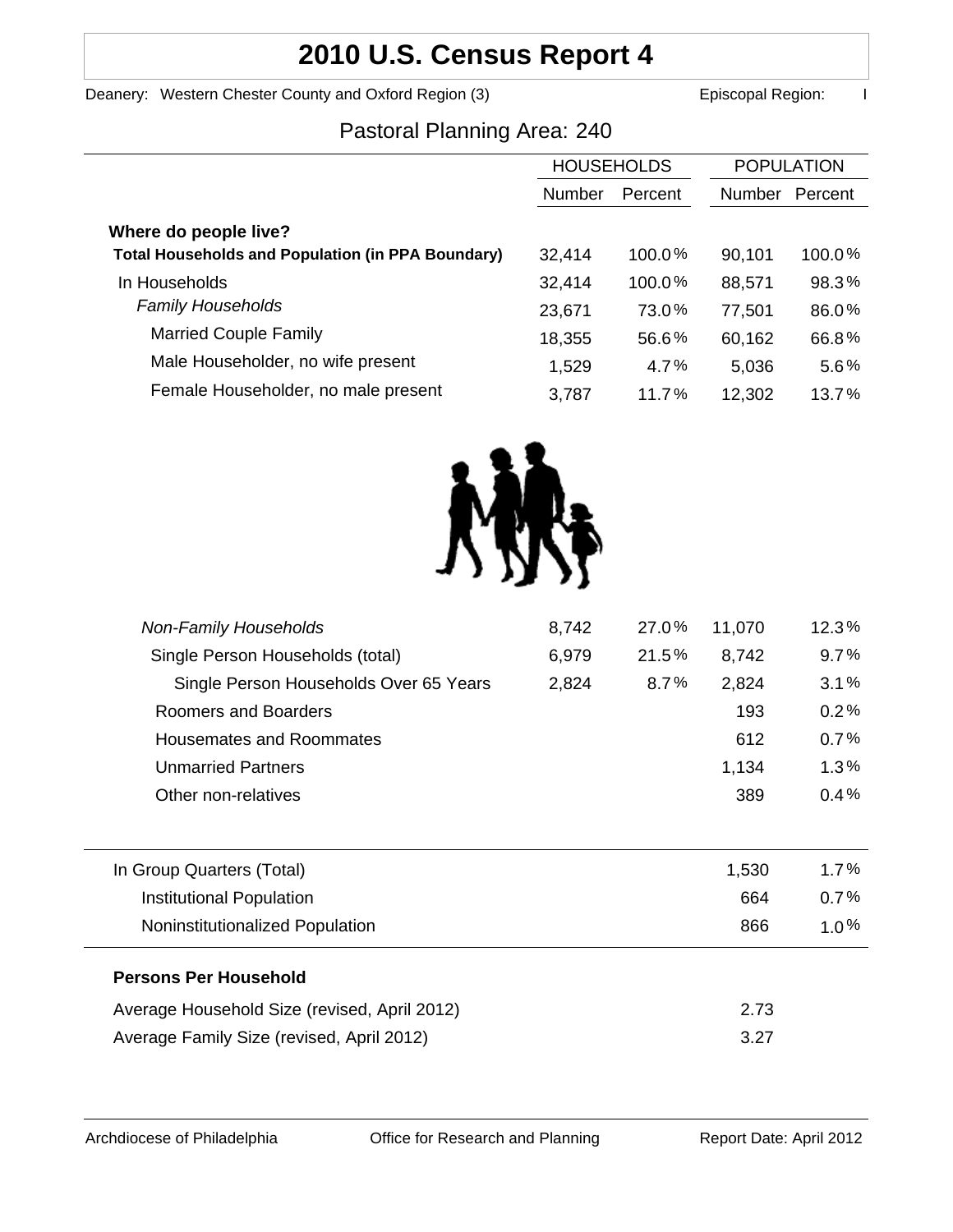# 2010 U.S. Census Report 4

Deanery: Western Chester County and Oxford Region (3) Episcopal Region: I

## Pastoral Planning Area: 240

| | HOUSEHOLDS | | POPULATION | |
|---|---|---|---|---|
| | Number | Percent | Number | Percent |
| **Where do people live?** | | | | |
| **Total Households and Population (in PPA Boundary)** | 32,414 | 100.0% | 90,101 | 100.0% |
| In Households | 32,414 | 100.0% | 88,571 | 98.3% |
| *Family Households* | 23,671 | 73.0% | 77,501 | 86.0% |
| Married Couple Family | 18,355 | 56.6% | 60,162 | 66.8% |
| Male Householder, no wife present | 1,529 | 4.7% | 5,036 | 5.6% |
| Female Householder, no male present | 3,787 | 11.7% | 12,302 | 13.7% |
| *Non-Family Households* | 8,742 | 27.0% | 11,070 | 12.3% |
| Single Person Households (total) | 6,979 | 21.5% | 8,742 | 9.7% |
| Single Person Households Over 65 Years | 2,824 | 8.7% | 2,824 | 3.1% |
| Roomers and Boarders | | | 193 | 0.2% |
| Housemates and Roommates | | | 612 | 0.7% |
| Unmarried Partners | | | 1,134 | 1.3% |
| Other non-relatives | | | 389 | 0.4% |
| In Group Quarters (Total) | | | 1,530 | 1.7% |
| Institutional Population | | | 664 | 0.7% |
| Noninstitutionalized Population | | | 866 | 1.0% |

**Persons Per Household**

| | |
|---|---|
| Average Household Size (revised, April 2012) | 2.73 |
| Average Family Size (revised, April 2012) | 3.27 |

Archdiocese of Philadelphia Office for Research and Planning Report Date: April 2012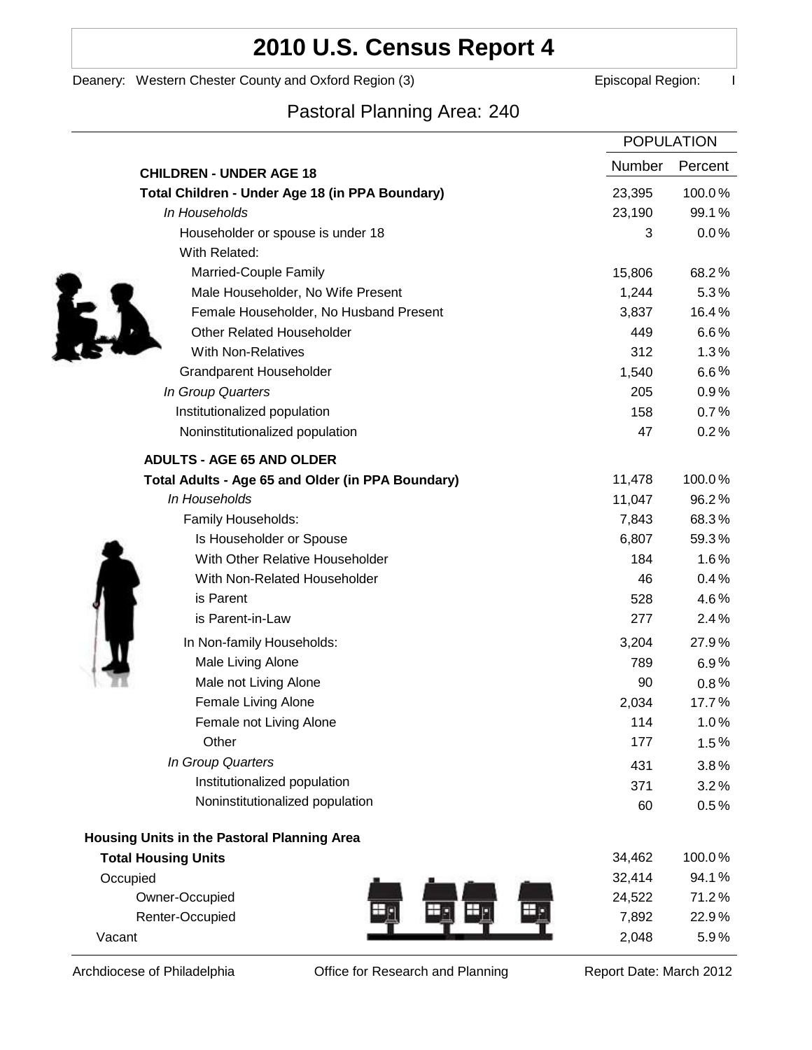# 2010 U.S. Census Report 4

Deanery: Western Chester County and Oxford Region (3) Episcopal Region: I

## Pastoral Planning Area: 240

| | POPULATION | |
|---|---|---|
| **CHILDREN - UNDER AGE 18** | Number | Percent |
| **Total Children - Under Age 18 (in PPA Boundary)** | 23,395 | 100.0% |
| *In Households* | 23,190 | 99.1% |
| Householder or spouse is under 18 | 3 | 0.0% |
| With Related: | | |
| Married-Couple Family | 15,806 | 68.2% |
| Male Householder, No Wife Present | 1,244 | 5.3% |
| Female Householder, No Husband Present | 3,837 | 16.4% |
| Other Related Householder | 449 | 6.6% |
| With Non-Relatives | 312 | 1.3% |
| Grandparent Householder | 1,540 | 6.6% |
| *In Group Quarters* | 205 | 0.9% |
| Institutionalized population | 158 | 0.7% |
| Noninstitutionalized population | 47 | 0.2% |
| **ADULTS - AGE 65 AND OLDER** | | |
| **Total Adults - Age 65 and Older (in PPA Boundary)** | 11,478 | 100.0% |
| *In Households* | 11,047 | 96.2% |
| Family Households: | 7,843 | 68.3% |
| Is Householder or Spouse | 6,807 | 59.3% |
| With Other Relative Householder | 184 | 1.6% |
| With Non-Related Householder | 46 | 0.4% |
| is Parent | 528 | 4.6% |
| is Parent-in-Law | 277 | 2.4% |
| In Non-family Households: | 3,204 | 27.9% |
| Male Living Alone | 789 | 6.9% |
| Male not Living Alone | 90 | 0.8% |
| Female Living Alone | 2,034 | 17.7% |
| Female not Living Alone | 114 | 1.0% |
| Other | 177 | 1.5% |
| *In Group Quarters* | 431 | 3.8% |
| Institutionalized population | 371 | 3.2% |
| Noninstitutionalized population | 60 | 0.5% |
| **Housing Units in the Pastoral Planning Area** | | |
| **Total Housing Units** | 34,462 | 100.0% |
| Occupied | 32,414 | 94.1% |
| Owner-Occupied | 24,522 | 71.2% |
| Renter-Occupied | 7,892 | 22.9% |
| Vacant | 2,048 | 5.9% |

Archdiocese of Philadelphia Office for Research and Planning Report Date: March 2012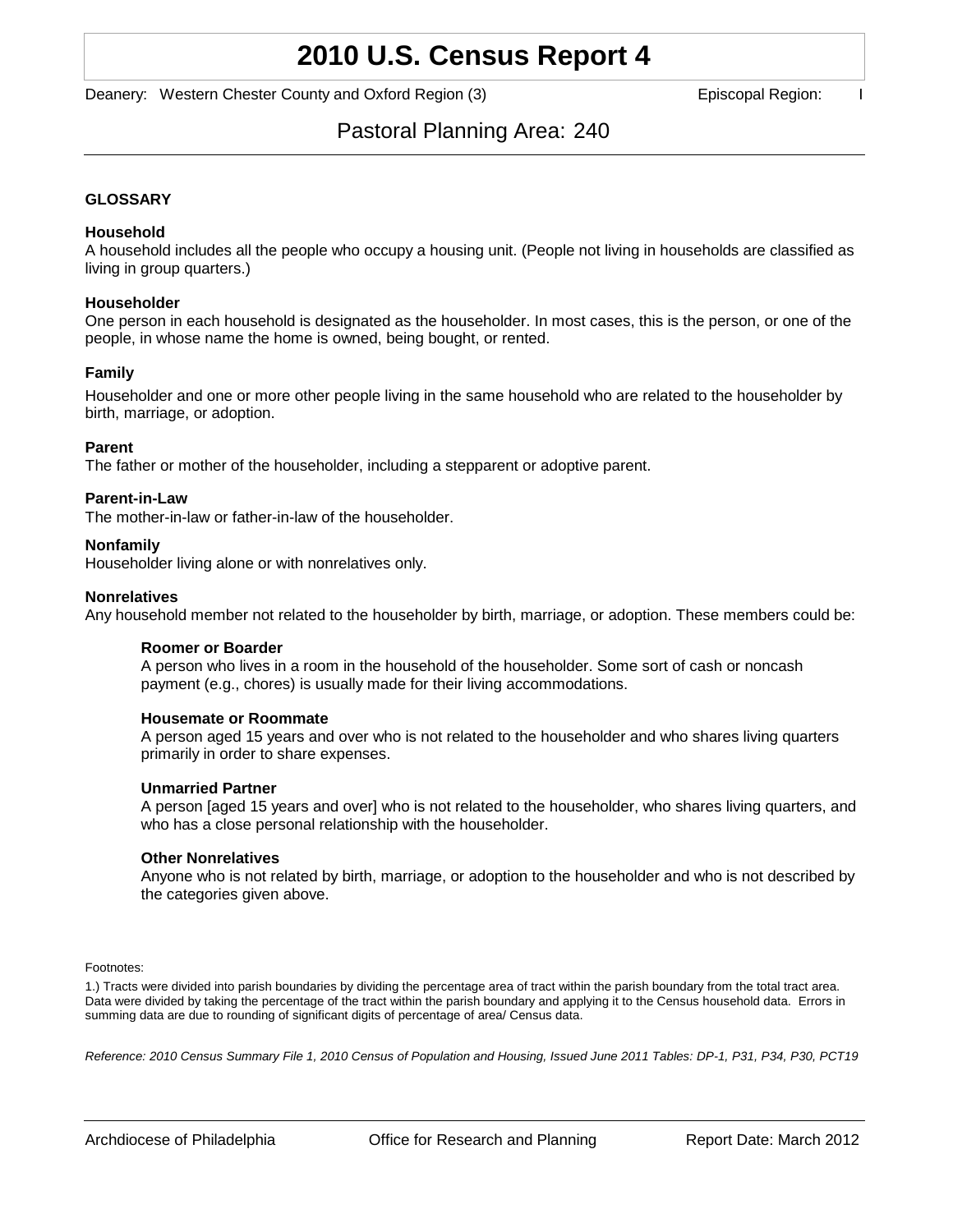# 2010 U.S. Census Report 4

Deanery: Western Chester County and Oxford Region (3) Episcopal Region: I

## Pastoral Planning Area: 240

### GLOSSARY

**Household**
A household includes all the people who occupy a housing unit. (People not living in households are classified as living in group quarters.)

**Householder**
One person in each household is designated as the householder. In most cases, this is the person, or one of the people, in whose name the home is owned, being bought, or rented.

**Family**
Householder and one or more other people living in the same household who are related to the householder by birth, marriage, or adoption.

**Parent**
The father or mother of the householder, including a stepparent or adoptive parent.

**Parent-in-Law**
The mother-in-law or father-in-law of the householder.

**Nonfamily**
Householder living alone or with nonrelatives only.

**Nonrelatives**
Any household member not related to the householder by birth, marriage, or adoption. These members could be:

> **Roomer or Boarder**
> A person who lives in a room in the household of the householder. Some sort of cash or noncash payment (e.g., chores) is usually made for their living accommodations.
>
> **Housemate or Roommate**
> A person aged 15 years and over who is not related to the householder and who shares living quarters primarily in order to share expenses.
>
> **Unmarried Partner**
> A person [aged 15 years and over] who is not related to the householder, who shares living quarters, and who has a close personal relationship with the householder.
>
> **Other Nonrelatives**
> Anyone who is not related by birth, marriage, or adoption to the householder and who is not described by the categories given above.

Footnotes:

1.) Tracts were divided into parish boundaries by dividing the percentage area of tract within the parish boundary from the total tract area. Data were divided by taking the percentage of the tract within the parish boundary and applying it to the Census household data. Errors in summing data are due to rounding of significant digits of percentage of area/ Census data.

*Reference: 2010 Census Summary File 1, 2010 Census of Population and Housing, Issued June 2011 Tables: DP-1, P31, P34, P30, PCT19*

Archdiocese of Philadelphia Office for Research and Planning Report Date: March 2012